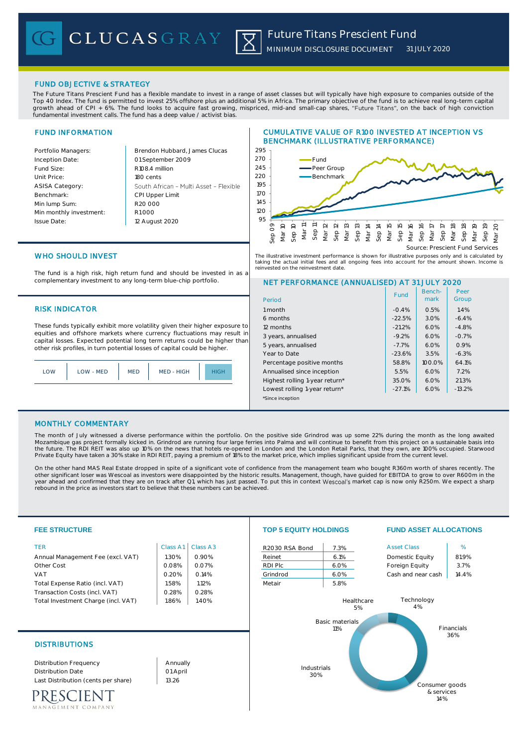# CLUCASGRAY

## Future Titans Prescient Fund

MINIMUM DISCLOSURE DOCUMENT 31 JULY 2020

## FUND OBJECTIVE & STRATEGY

The Future Titans Prescient Fund has a flexible mandate to invest in a range of asset classes but will typically have high exposure to companies outside of the Top 40 Index. The fund is permitted to invest 25% offshore plus an additional 5% in Africa. The primary objective of the fund is to achieve real long-term capital growth ahead of CPI + 6%. The fund looks to acquire fast growing, mispriced, mid-and small-cap shares, "Future Titans", on the back of high conviction fundamental investment calls. The fund has a deep value / activist bias.

## FUND INFORMATION

| | |
|---|---|
| Portfolio Managers: | Brendon Hubbard, James Clucas |
| Inception Date: | 01 September 2009 |
| Fund Size: | R108.4 million |
| Unit Price: | 180 cents |
| ASISA Category: | South African – Multi Asset – Flexible |
| Benchmark: | CPI Upper Limit |
| Min lump Sum: | R20 000 |
| Min monthly investment: | R1 000 |
| Issue Date: | 12 August 2020 |

## CUMULATIVE VALUE OF R100 INVESTED AT INCEPTION VS BENCHMARK (ILLUSTRATIVE PERFORMANCE)

Source: Prescient Fund Services

The illustrative investment performance is shown for illustrative purposes only and is calculated by taking the actual initial fees and all ongoing fees into account for the amount shown. Income is reinvested on the reinvestment date.

## WHO SHOULD INVEST

The fund is a high risk, high return fund and should be invested in as a complementary investment to any long-term blue-chip portfolio.

## RISK INDICATOR

These funds typically exhibit more volatility given their higher exposure to equities and offshore markets where currency fluctuations may result in capital losses. Expected potential long term returns could be higher than other risk profiles, in turn potential losses of capital could be higher.

| LOW | LOW - MED | MED | MED - HIGH | **HIGH** |
|---|---|---|---|---|

## NET PERFORMANCE (ANNUALISED) AT 31 JULY 2020

| Period | Fund | Bench-mark | Peer Group |
|---|---|---|---|
| 1 month | -0.4% | 0.5% | 1.4% |
| 6 months | -22.5% | 3.0% | -6.4% |
| 12 months | -21.2% | 6.0% | -4.8% |
| 3 years, annualised | -9.2% | 6.0% | -0.7% |
| 5 years, annualised | -7.7% | 6.0% | 0.9% |
| Year to Date | -23.6% | 3.5% | -6.3% |
| Percentage positive months | 58.8% | 100.0% | 64.1% |
| Annualised since inception | 5.5% | 6.0% | 7.2% |
| Highest rolling 1-year return* | 35.0% | 6.0% | 21.3% |
| Lowest rolling 1-year return* | -27.1% | 6.0% | -13.2% |

*Since inception

## MONTHLY COMMENTARY

The month of July witnessed a diverse performance within the portfolio. On the positive side Grindrod was up some 22% during the month as the long awaited Mozambique gas project formally kicked in. Grindrod are running four large ferries into Palma and will continue to benefit from this project on a sustainable basis into the future. The RDI REIT was also up 10% on the news that hotels re-opened in London and the London Retail Parks, that they own, are 100% occupied. Starwood Private Equity have taken a 30% stake in RDI REIT, paying a premium of 18% to the market price, which implies significant upside from the current level.

On the other hand MAS Real Estate dropped in spite of a significant vote of confidence from the management team who bought R360m worth of shares recently. The other significant loser was Wescoal as investors were disappointed by the historic results. Management, though, have guided for EBITDA to grow to over R600m in the year ahead and confirmed that they are on track after Q1, which has just passed. To put this in context Wescoal's market cap is now only R250m. We expect a sharp rebound in the price as investors start to believe that these numbers can be achieved.

## FEE STRUCTURE

| TER | Class A1 | Class A3 |
|---|---|---|
| Annual Management Fee (excl. VAT) | 1.30% | 0.90% |
| Other Cost | 0.08% | 0.07% |
| VAT | 0.20% | 0.14% |
| Total Expense Ratio (incl. VAT) | 1.58% | 1.12% |
| Transaction Costs (incl. VAT) | 0.28% | 0.28% |
| Total Investment Charge (incl. VAT) | 1.86% | 1.40% |

## TOP 5 EQUITY HOLDINGS

| | |
|---|---|
| R2030 RSA Bond | 7.3% |
| Reinet | 6.1% |
| RDI Plc | 6.0% |
| Grindrod | 6.0% |
| Metair | 5.8% |

## FUND ASSET ALLOCATIONS

| Asset Class | % |
|---|---|
| Domestic Equity | 81.9% |
| Foreign Equity | 3.7% |
| Cash and near cash | 14.4% |

Healthcare 5%, Technology 4%, Financials 36%, Consumer goods & services 14%, Industrials 30%, Basic materials 11%

## DISTRIBUTIONS

| | |
|---|---|
| Distribution Frequency | Annually |
| Distribution Date | 01 April |
| Last Distribution (cents per share) | 13.26 |

PRESCIENT MANAGEMENT COMPANY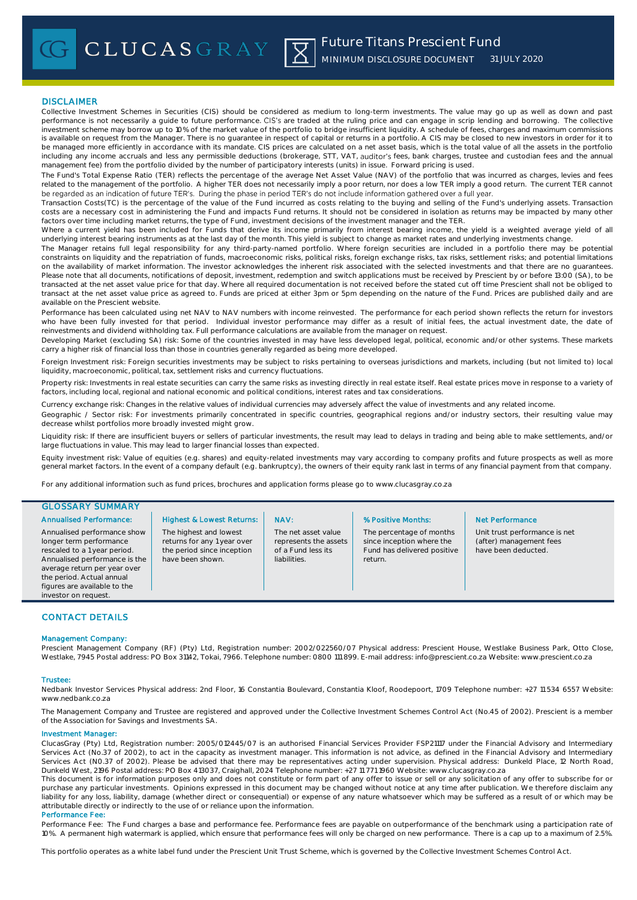CLUCASGRAY

Future Titans Prescient Fund

MINIMUM DISCLOSURE DOCUMENT 31 JULY 2020

## DISCLAIMER

Collective Investment Schemes in Securities (CIS) should be considered as medium to long-term investments. The value may go up as well as down and past performance is not necessarily a guide to future performance. CIS's are traded at the ruling price and can engage in scrip lending and borrowing. The collective investment scheme may borrow up to 10% of the market value of the portfolio to bridge insufficient liquidity. A schedule of fees, charges and maximum commissions is available on request from the Manager. There is no guarantee in respect of capital or returns in a portfolio. A CIS may be closed to new investors in order for it to be managed more efficiently in accordance with its mandate. CIS prices are calculated on a net asset basis, which is the total value of all the assets in the portfolio including any income accruals and less any permissible deductions (brokerage, STT, VAT, auditor's fees, bank charges, trustee and custodian fees and the annual management fee) from the portfolio divided by the number of participatory interests (units) in issue. Forward pricing is used.

The Fund's Total Expense Ratio (TER) reflects the percentage of the average Net Asset Value (NAV) of the portfolio that was incurred as charges, levies and fees related to the management of the portfolio. A higher TER does not necessarily imply a poor return, nor does a low TER imply a good return. The current TER cannot be regarded as an indication of future TER's. During the phase in period TER's do not include information gathered over a full year.

Transaction Costs(TC) is the percentage of the value of the Fund incurred as costs relating to the buying and selling of the Fund's underlying assets. Transaction costs are a necessary cost in administering the Fund and impacts Fund returns. It should not be considered in isolation as returns may be impacted by many other factors over time including market returns, the type of Fund, investment decisions of the investment manager and the TER.

Where a current yield has been included for Funds that derive its income primarily from interest bearing income, the yield is a weighted average yield of all underlying interest bearing instruments as at the last day of the month. This yield is subject to change as market rates and underlying investments change.

The Manager retains full legal responsibility for any third-party-named portfolio. Where foreign securities are included in a portfolio there may be potential constraints on liquidity and the repatriation of funds, macroeconomic risks, political risks, foreign exchange risks, tax risks, settlement risks; and potential limitations on the availability of market information. The investor acknowledges the inherent risk associated with the selected investments and that there are no guarantees. Please note that all documents, notifications of deposit, investment, redemption and switch applications must be received by Prescient by or before 13:00 (SA), to be transacted at the net asset value price for that day. Where all required documentation is not received before the stated cut off time Prescient shall not be obliged to transact at the net asset value price as agreed to. Funds are priced at either 3pm or 5pm depending on the nature of the Fund. Prices are published daily and are available on the Prescient website.

Performance has been calculated using net NAV to NAV numbers with income reinvested. The performance for each period shown reflects the return for investors who have been fully invested for that period. Individual investor performance may differ as a result of initial fees, the actual investment date, the date of reinvestments and dividend withholding tax. Full performance calculations are available from the manager on request.

Developing Market (excluding SA) risk: Some of the countries invested in may have less developed legal, political, economic and/or other systems. These markets carry a higher risk of financial loss than those in countries generally regarded as being more developed.

Foreign Investment risk: Foreign securities investments may be subject to risks pertaining to overseas jurisdictions and markets, including (but not limited to) local liquidity, macroeconomic, political, tax, settlement risks and currency fluctuations.

Property risk: Investments in real estate securities can carry the same risks as investing directly in real estate itself. Real estate prices move in response to a variety of factors, including local, regional and national economic and political conditions, interest rates and tax considerations.

Currency exchange risk: Changes in the relative values of individual currencies may adversely affect the value of investments and any related income.

Geographic / Sector risk: For investments primarily concentrated in specific countries, geographical regions and/or industry sectors, their resulting value may decrease whilst portfolios more broadly invested might grow.

Liquidity risk: If there are insufficient buyers or sellers of particular investments, the result may lead to delays in trading and being able to make settlements, and/or large fluctuations in value. This may lead to larger financial losses than expected.

Equity investment risk: Value of equities (e.g. shares) and equity-related investments may vary according to company profits and future prospects as well as more general market factors. In the event of a company default (e.g. bankruptcy), the owners of their equity rank last in terms of any financial payment from that company.

For any additional information such as fund prices, brochures and application forms please go to www.clucasgray.co.za

## GLOSSARY SUMMARY

**Annualised Performance:** Annualised performance show longer term performance rescaled to a 1 year period. Annualised performance is the average return per year over the period. Actual annual figures are available to the investor on request.

**Highest & Lowest Returns:** The highest and lowest returns for any 1 year over the period since inception have been shown.

**NAV:** The net asset value represents the assets of a Fund less its liabilities.

**% Positive Months:** The percentage of months since inception where the Fund has delivered positive return.

**Net Performance:** Unit trust performance is net (after) management fees have been deducted.

## CONTACT DETAILS

### Management Company:

Prescient Management Company (RF) (Pty) Ltd, Registration number: 2002/022560/07 Physical address: Prescient House, Westlake Business Park, Otto Close, Westlake, 7945 Postal address: PO Box 31142, Tokai, 7966. Telephone number: 0800 111 899. E-mail address: info@prescient.co.za Website: www.prescient.co.za

### Trustee:

Nedbank Investor Services Physical address: 2nd Floor, 16 Constantia Boulevard, Constantia Kloof, Roodepoort, 1709 Telephone number: +27 11 534 6557 Website: www.nedbank.co.za

The Management Company and Trustee are registered and approved under the Collective Investment Schemes Control Act (No.45 of 2002). Prescient is a member of the Association for Savings and Investments SA.

### Investment Manager:

ClucasGray (Pty) Ltd, Registration number: 2005/012445/07 is an authorised Financial Services Provider FSP21117 under the Financial Advisory and Intermediary Services Act (No.37 of 2002), to act in the capacity as investment manager. This information is not advice, as defined in the Financial Advisory and Intermediary Services Act (N0.37 of 2002). Please be advised that there may be representatives acting under supervision. Physical address: Dunkeld Place, 12 North Road, Dunkeld West, 2196 Postal address: PO Box 413037, Craighall, 2024 Telephone number: +27 11 771 1960 Website: www.clucasgray.co.za

This document is for information purposes only and does not constitute or form part of any offer to issue or sell or any solicitation of any offer to subscribe for or purchase any particular investments. Opinions expressed in this document may be changed without notice at any time after publication. We therefore disclaim any liability for any loss, liability, damage (whether direct or consequential) or expense of any nature whatsoever which may be suffered as a result of or which may be attributable directly or indirectly to the use of or reliance upon the information.

### Performance Fee:

Performance Fee: The Fund charges a base and performance fee. Performance fees are payable on outperformance of the benchmark using a participation rate of 10%. A permanent high watermark is applied, which ensure that performance fees will only be charged on new performance. There is a cap up to a maximum of 2.5%.

This portfolio operates as a white label fund under the Prescient Unit Trust Scheme, which is governed by the Collective Investment Schemes Control Act.